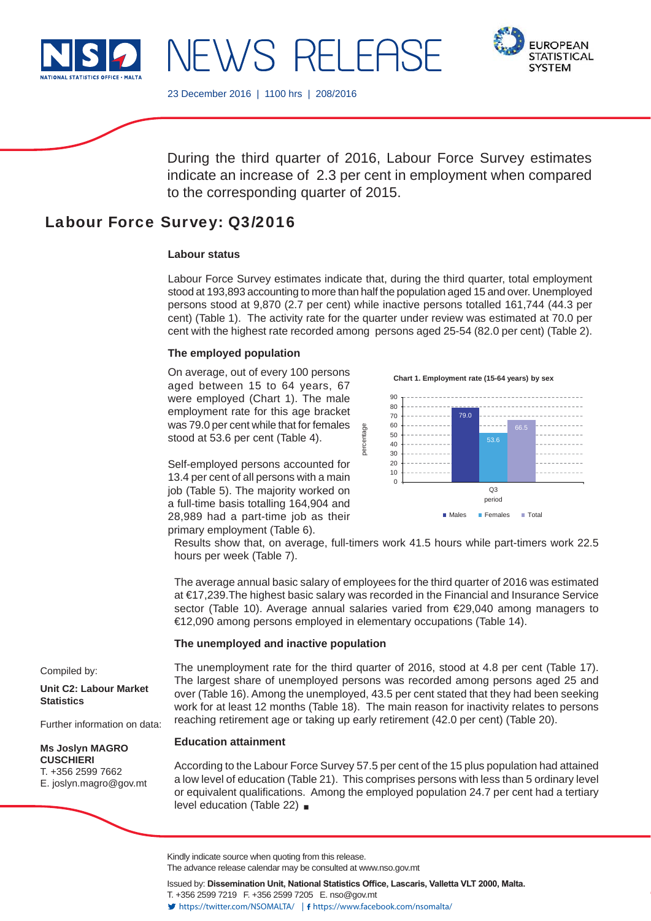NEWS RELEASE

23 December 2016 | 1100 hrs | 208/2016

During the third quarter of 2016, Labour Force Survey estimates indicate an increase of 2.3 per cent in employment when compared to the corresponding quarter of 2015.

# Labour Force Survey: Q3/2016

### Labour status

Labour Force Survey estimates indicate that, during the third quarter, total employment stood at 193,893 accounting to more than half the population aged 15 and over. Unemployed persons stood at 9,870 (2.7 per cent) while inactive persons totalled 161,744 (44.3 per cent) (Table 1). The activity rate for the quarter under review was estimated at 70.0 per cent with the highest rate recorded among persons aged 25-54 (82.0 per cent) (Table 2).

### The employed population

On average, out of every 100 persons aged between 15 to 64 years, 67 were employed (Chart 1). The male employment rate for this age bracket was 79.0 per cent while that for females stood at 53.6 per cent (Table 4).

Self-employed persons accounted for 13.4 per cent of all persons with a main job (Table 5). The majority worked on a full-time basis totalling 164,904 and 28,989 had a part-time job as their primary employment (Table 6).

**Chart 1. Employment rate (15-64 years) by sex**

| Period | Males | Females | Total |
|---|---|---|---|
| Q3 | 79.0 | 53.6 | 66.5 |

Results show that, on average, full-timers work 41.5 hours while part-timers work 22.5 hours per week (Table 7).

The average annual basic salary of employees for the third quarter of 2016 was estimated at €17,239.The highest basic salary was recorded in the Financial and Insurance Service sector (Table 10). Average annual salaries varied from €29,040 among managers to €12,090 among persons employed in elementary occupations (Table 14).

### The unemployed and inactive population

The unemployment rate for the third quarter of 2016, stood at 4.8 per cent (Table 17). The largest share of unemployed persons was recorded among persons aged 25 and over (Table 16). Among the unemployed, 43.5 per cent stated that they had been seeking work for at least 12 months (Table 18). The main reason for inactivity relates to persons reaching retirement age or taking up early retirement (42.0 per cent) (Table 20).

### Education attainment

According to the Labour Force Survey 57.5 per cent of the 15 plus population had attained a low level of education (Table 21). This comprises persons with less than 5 ordinary level or equivalent qualifications. Among the employed population 24.7 per cent had a tertiary level education (Table 22) ■

Compiled by:

**Unit C2: Labour Market Statistics**

Further information on data:

**Ms Joslyn MAGRO CUSCHIERI**
T. +356 2599 7662
E. joslyn.magro@gov.mt

Kindly indicate source when quoting from this release.
The advance release calendar may be consulted at www.nso.gov.mt

Issued by: **Dissemination Unit, National Statistics Office, Lascaris, Valletta VLT 2000, Malta.**
T. +356 2599 7219 F. +356 2599 7205 E. nso@gov.mt
https://twitter.com/NSOMALTA/ | https://www.facebook.com/nsomalta/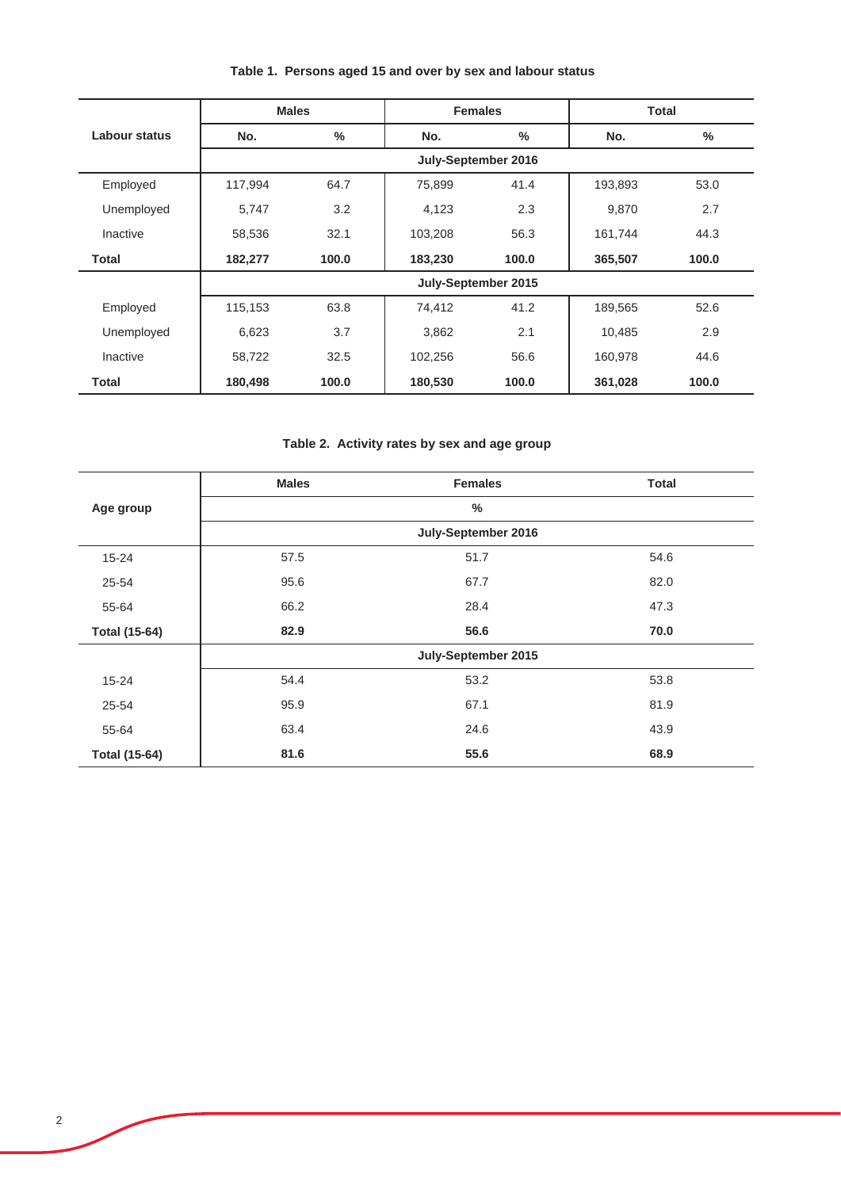**Table 1. Persons aged 15 and over by sex and labour status**

| Labour status | Males | | Females | | Total | |
|---|---|---|---|---|---|---|
| | No. | % | No. | % | No. | % |
| | July-September 2016 | | | | | |
| Employed | 117,994 | 64.7 | 75,899 | 41.4 | 193,893 | 53.0 |
| Unemployed | 5,747 | 3.2 | 4,123 | 2.3 | 9,870 | 2.7 |
| Inactive | 58,536 | 32.1 | 103,208 | 56.3 | 161,744 | 44.3 |
| **Total** | **182,277** | **100.0** | **183,230** | **100.0** | **365,507** | **100.0** |
| | July-September 2015 | | | | | |
| Employed | 115,153 | 63.8 | 74,412 | 41.2 | 189,565 | 52.6 |
| Unemployed | 6,623 | 3.7 | 3,862 | 2.1 | 10,485 | 2.9 |
| Inactive | 58,722 | 32.5 | 102,256 | 56.6 | 160,978 | 44.6 |
| **Total** | **180,498** | **100.0** | **180,530** | **100.0** | **361,028** | **100.0** |

**Table 2. Activity rates by sex and age group**

| Age group | Males | Females | Total |
|---|---|---|---|
| | % | | |
| | July-September 2016 | | |
| 15-24 | 57.5 | 51.7 | 54.6 |
| 25-54 | 95.6 | 67.7 | 82.0 |
| 55-64 | 66.2 | 28.4 | 47.3 |
| **Total (15-64)** | **82.9** | **56.6** | **70.0** |
| | July-September 2015 | | |
| 15-24 | 54.4 | 53.2 | 53.8 |
| 25-54 | 95.9 | 67.1 | 81.9 |
| 55-64 | 63.4 | 24.6 | 43.9 |
| **Total (15-64)** | **81.6** | **55.6** | **68.9** |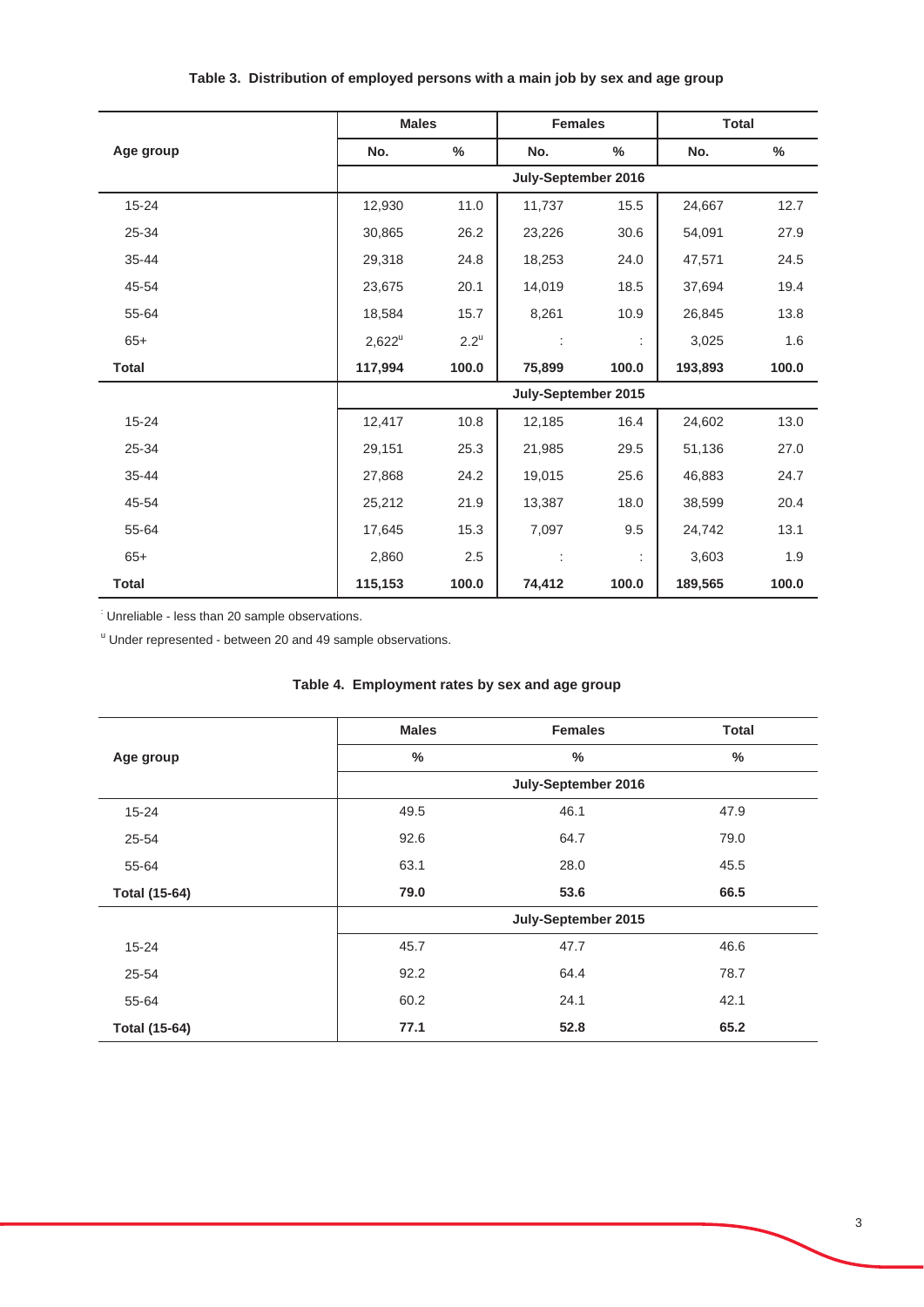**Table 3. Distribution of employed persons with a main job by sex and age group**

| Age group | Males | | Females | | Total | |
|---|---|---|---|---|---|---|
| | No. | % | No. | % | No. | % |
| | July-September 2016 | | | | | |
| 15-24 | 12,930 | 11.0 | 11,737 | 15.5 | 24,667 | 12.7 |
| 25-34 | 30,865 | 26.2 | 23,226 | 30.6 | 54,091 | 27.9 |
| 35-44 | 29,318 | 24.8 | 18,253 | 24.0 | 47,571 | 24.5 |
| 45-54 | 23,675 | 20.1 | 14,019 | 18.5 | 37,694 | 19.4 |
| 55-64 | 18,584 | 15.7 | 8,261 | 10.9 | 26,845 | 13.8 |
| 65+ | 2,622[u] | 2.2[u] | : | : | 3,025 | 1.6 |
| **Total** | **117,994** | **100.0** | **75,899** | **100.0** | **193,893** | **100.0** |
| | July-September 2015 | | | | | |
| 15-24 | 12,417 | 10.8 | 12,185 | 16.4 | 24,602 | 13.0 |
| 25-34 | 29,151 | 25.3 | 21,985 | 29.5 | 51,136 | 27.0 |
| 35-44 | 27,868 | 24.2 | 19,015 | 25.6 | 46,883 | 24.7 |
| 45-54 | 25,212 | 21.9 | 13,387 | 18.0 | 38,599 | 20.4 |
| 55-64 | 17,645 | 15.3 | 7,097 | 9.5 | 24,742 | 13.1 |
| 65+ | 2,860 | 2.5 | : | : | 3,603 | 1.9 |
| **Total** | **115,153** | **100.0** | **74,412** | **100.0** | **189,565** | **100.0** |

: Unreliable - less than 20 sample observations.

[u] Under represented - between 20 and 49 sample observations.

**Table 4. Employment rates by sex and age group**

| Age group | Males | Females | Total |
|---|---|---|---|
| | % | % | % |
| | July-September 2016 | | |
| 15-24 | 49.5 | 46.1 | 47.9 |
| 25-54 | 92.6 | 64.7 | 79.0 |
| 55-64 | 63.1 | 28.0 | 45.5 |
| **Total (15-64)** | **79.0** | **53.6** | **66.5** |
| | July-September 2015 | | |
| 15-24 | 45.7 | 47.7 | 46.6 |
| 25-54 | 92.2 | 64.4 | 78.7 |
| 55-64 | 60.2 | 24.1 | 42.1 |
| **Total (15-64)** | **77.1** | **52.8** | **65.2** |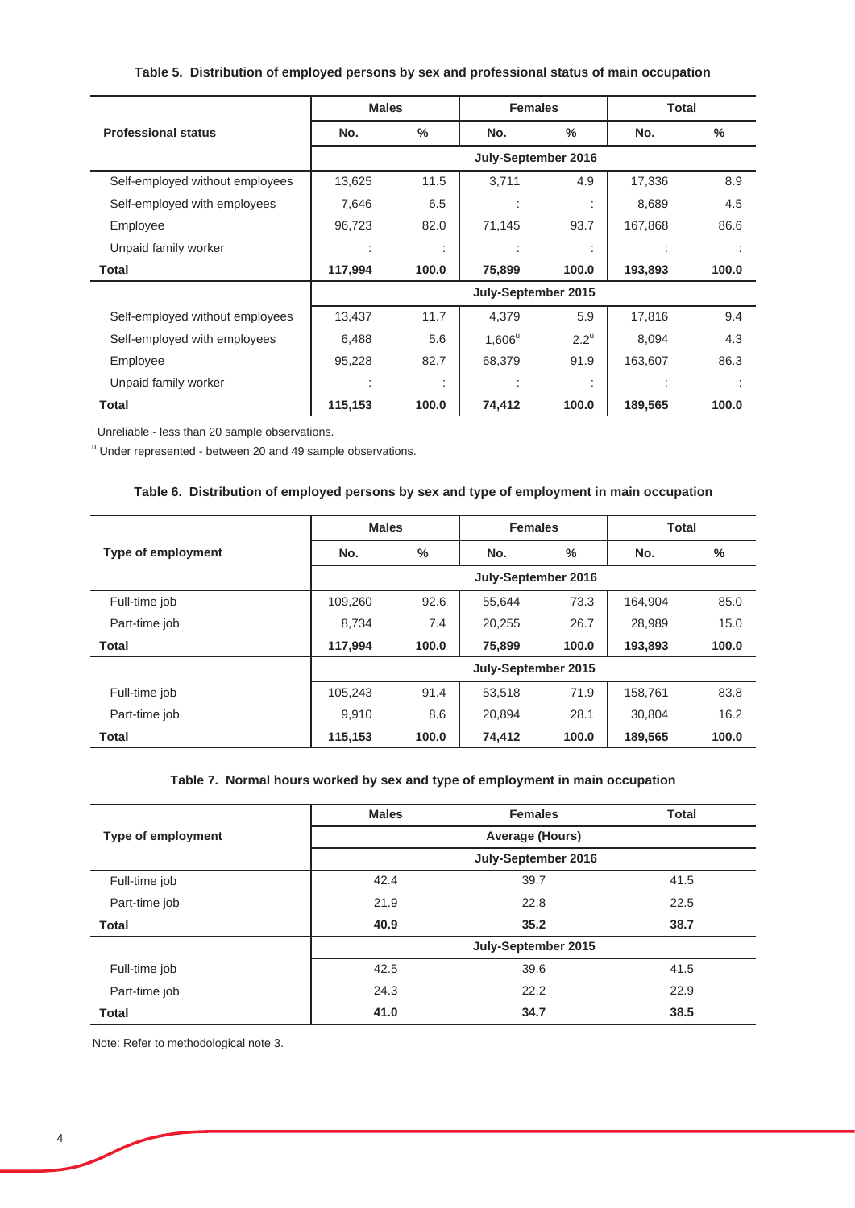**Table 5. Distribution of employed persons by sex and professional status of main occupation**

| Professional status | Males | | Females | | Total | |
|---|---|---|---|---|---|---|
| | No. | % | No. | % | No. | % |
| | July-September 2016 | | | | | |
| Self-employed without employees | 13,625 | 11.5 | 3,711 | 4.9 | 17,336 | 8.9 |
| Self-employed with employees | 7,646 | 6.5 | : | : | 8,689 | 4.5 |
| Employee | 96,723 | 82.0 | 71,145 | 93.7 | 167,868 | 86.6 |
| Unpaid family worker | : | : | : | : | : | : |
| **Total** | **117,994** | **100.0** | **75,899** | **100.0** | **193,893** | **100.0** |
| | July-September 2015 | | | | | |
| Self-employed without employees | 13,437 | 11.7 | 4,379 | 5.9 | 17,816 | 9.4 |
| Self-employed with employees | 6,488 | 5.6 | 1,606[u] | 2.2[u] | 8,094 | 4.3 |
| Employee | 95,228 | 82.7 | 68,379 | 91.9 | 163,607 | 86.3 |
| Unpaid family worker | : | : | : | : | : | : |
| **Total** | **115,153** | **100.0** | **74,412** | **100.0** | **189,565** | **100.0** |

: Unreliable - less than 20 sample observations.

[u] Under represented - between 20 and 49 sample observations.

**Table 6. Distribution of employed persons by sex and type of employment in main occupation**

| Type of employment | Males | | Females | | Total | |
|---|---|---|---|---|---|---|
| | No. | % | No. | % | No. | % |
| | July-September 2016 | | | | | |
| Full-time job | 109,260 | 92.6 | 55,644 | 73.3 | 164,904 | 85.0 |
| Part-time job | 8,734 | 7.4 | 20,255 | 26.7 | 28,989 | 15.0 |
| **Total** | **117,994** | **100.0** | **75,899** | **100.0** | **193,893** | **100.0** |
| | July-September 2015 | | | | | |
| Full-time job | 105,243 | 91.4 | 53,518 | 71.9 | 158,761 | 83.8 |
| Part-time job | 9,910 | 8.6 | 20,894 | 28.1 | 30,804 | 16.2 |
| **Total** | **115,153** | **100.0** | **74,412** | **100.0** | **189,565** | **100.0** |

**Table 7. Normal hours worked by sex and type of employment in main occupation**

| Type of employment | Males | Females | Total |
|---|---|---|---|
| | Average (Hours) | | |
| | July-September 2016 | | |
| Full-time job | 42.4 | 39.7 | 41.5 |
| Part-time job | 21.9 | 22.8 | 22.5 |
| **Total** | **40.9** | **35.2** | **38.7** |
| | July-September 2015 | | |
| Full-time job | 42.5 | 39.6 | 41.5 |
| Part-time job | 24.3 | 22.2 | 22.9 |
| **Total** | **41.0** | **34.7** | **38.5** |

Note: Refer to methodological note 3.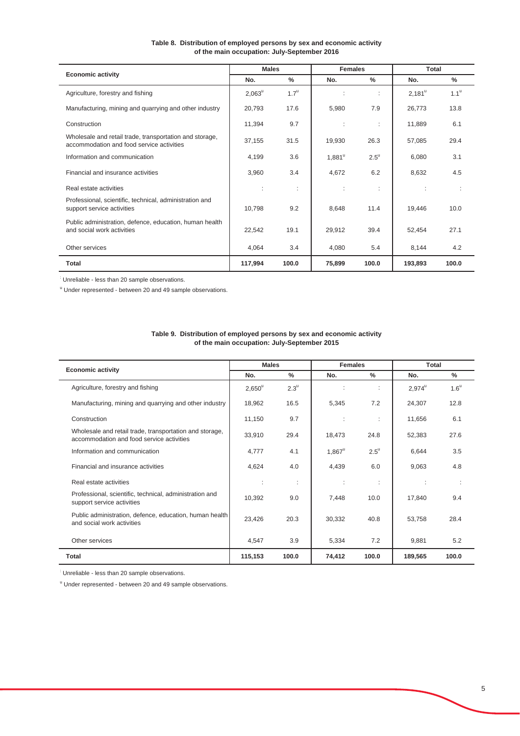**Table 8. Distribution of employed persons by sex and economic activity of the main occupation: July-September 2016**

| Economic activity | Males | | Females | | Total | |
|---|---|---|---|---|---|---|
| | No. | % | No. | % | No. | % |
| Agriculture, forestry and fishing | 2,063[u] | 1.7[u] | : | : | 2,181[u] | 1.1[u] |
| Manufacturing, mining and quarrying and other industry | 20,793 | 17.6 | 5,980 | 7.9 | 26,773 | 13.8 |
| Construction | 11,394 | 9.7 | : | : | 11,889 | 6.1 |
| Wholesale and retail trade, transportation and storage, accommodation and food service activities | 37,155 | 31.5 | 19,930 | 26.3 | 57,085 | 29.4 |
| Information and communication | 4,199 | 3.6 | 1,881[u] | 2.5[u] | 6,080 | 3.1 |
| Financial and insurance activities | 3,960 | 3.4 | 4,672 | 6.2 | 8,632 | 4.5 |
| Real estate activities | : | : | : | : | : | : |
| Professional, scientific, technical, administration and support service activities | 10,798 | 9.2 | 8,648 | 11.4 | 19,446 | 10.0 |
| Public administration, defence, education, human health and social work activities | 22,542 | 19.1 | 29,912 | 39.4 | 52,454 | 27.1 |
| Other services | 4,064 | 3.4 | 4,080 | 5.4 | 8,144 | 4.2 |
| **Total** | **117,994** | **100.0** | **75,899** | **100.0** | **193,893** | **100.0** |

: Unreliable - less than 20 sample observations.

[u] Under represented - between 20 and 49 sample observations.

**Table 9. Distribution of employed persons by sex and economic activity of the main occupation: July-September 2015**

| Economic activity | Males | | Females | | Total | |
|---|---|---|---|---|---|---|
| | No. | % | No. | % | No. | % |
| Agriculture, forestry and fishing | 2,650[u] | 2.3[u] | : | : | 2,974[u] | 1.6[u] |
| Manufacturing, mining and quarrying and other industry | 18,962 | 16.5 | 5,345 | 7.2 | 24,307 | 12.8 |
| Construction | 11,150 | 9.7 | : | : | 11,656 | 6.1 |
| Wholesale and retail trade, transportation and storage, accommodation and food service activities | 33,910 | 29.4 | 18,473 | 24.8 | 52,383 | 27.6 |
| Information and communication | 4,777 | 4.1 | 1,867[u] | 2.5[u] | 6,644 | 3.5 |
| Financial and insurance activities | 4,624 | 4.0 | 4,439 | 6.0 | 9,063 | 4.8 |
| Real estate activities | : | : | : | : | : | : |
| Professional, scientific, technical, administration and support service activities | 10,392 | 9.0 | 7,448 | 10.0 | 17,840 | 9.4 |
| Public administration, defence, education, human health and social work activities | 23,426 | 20.3 | 30,332 | 40.8 | 53,758 | 28.4 |
| Other services | 4,547 | 3.9 | 5,334 | 7.2 | 9,881 | 5.2 |
| **Total** | **115,153** | **100.0** | **74,412** | **100.0** | **189,565** | **100.0** |

: Unreliable - less than 20 sample observations.

[u] Under represented - between 20 and 49 sample observations.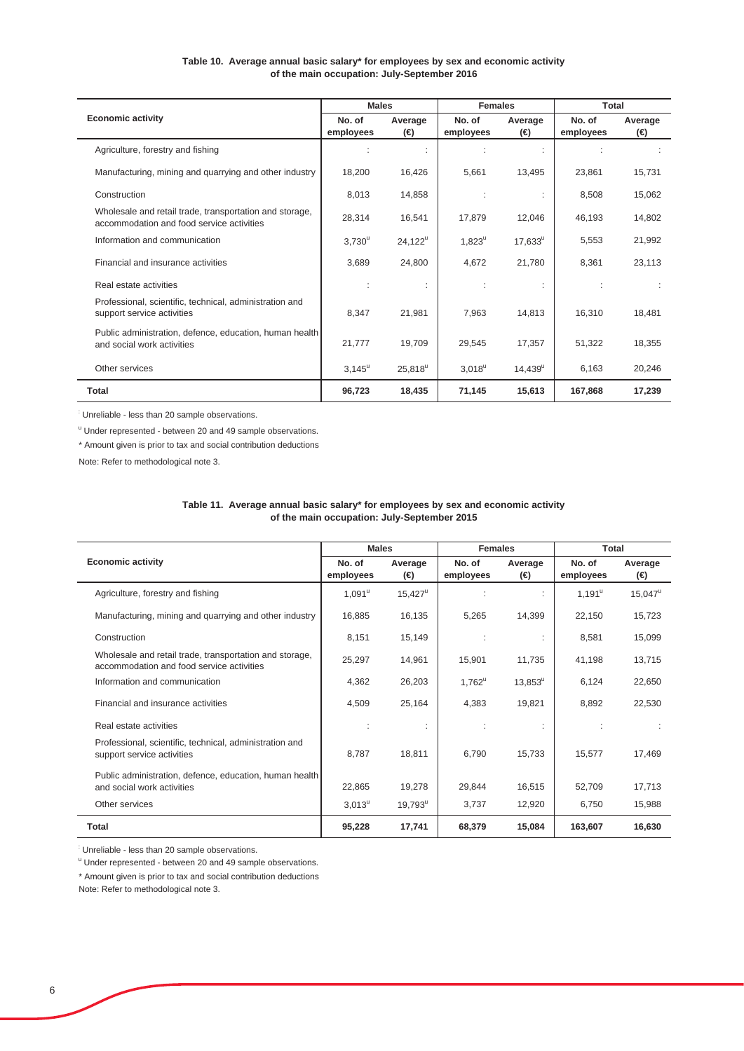**Table 10. Average annual basic salary* for employees by sex and economic activity of the main occupation: July-September 2016**

| Economic activity | Males | | Females | | Total | |
|---|---|---|---|---|---|---|
| | No. of employees | Average (€) | No. of employees | Average (€) | No. of employees | Average (€) |
| Agriculture, forestry and fishing | : | : | : | : | : | : |
| Manufacturing, mining and quarrying and other industry | 18,200 | 16,426 | 5,661 | 13,495 | 23,861 | 15,731 |
| Construction | 8,013 | 14,858 | : | : | 8,508 | 15,062 |
| Wholesale and retail trade, transportation and storage, accommodation and food service activities | 28,314 | 16,541 | 17,879 | 12,046 | 46,193 | 14,802 |
| Information and communication | 3,730[u] | 24,122[u] | 1,823[u] | 17,633[u] | 5,553 | 21,992 |
| Financial and insurance activities | 3,689 | 24,800 | 4,672 | 21,780 | 8,361 | 23,113 |
| Real estate activities | : | : | : | : | : | : |
| Professional, scientific, technical, administration and support service activities | 8,347 | 21,981 | 7,963 | 14,813 | 16,310 | 18,481 |
| Public administration, defence, education, human health and social work activities | 21,777 | 19,709 | 29,545 | 17,357 | 51,322 | 18,355 |
| Other services | 3,145[u] | 25,818[u] | 3,018[u] | 14,439[u] | 6,163 | 20,246 |
| **Total** | **96,723** | **18,435** | **71,145** | **15,613** | **167,868** | **17,239** |

: Unreliable - less than 20 sample observations.

[u] Under represented - between 20 and 49 sample observations.

* Amount given is prior to tax and social contribution deductions

Note: Refer to methodological note 3.

**Table 11. Average annual basic salary* for employees by sex and economic activity of the main occupation: July-September 2015**

| Economic activity | Males | | Females | | Total | |
|---|---|---|---|---|---|---|
| | No. of employees | Average (€) | No. of employees | Average (€) | No. of employees | Average (€) |
| Agriculture, forestry and fishing | 1,091[u] | 15,427[u] | : | : | 1,191[u] | 15,047[u] |
| Manufacturing, mining and quarrying and other industry | 16,885 | 16,135 | 5,265 | 14,399 | 22,150 | 15,723 |
| Construction | 8,151 | 15,149 | : | : | 8,581 | 15,099 |
| Wholesale and retail trade, transportation and storage, accommodation and food service activities | 25,297 | 14,961 | 15,901 | 11,735 | 41,198 | 13,715 |
| Information and communication | 4,362 | 26,203 | 1,762[u] | 13,853[u] | 6,124 | 22,650 |
| Financial and insurance activities | 4,509 | 25,164 | 4,383 | 19,821 | 8,892 | 22,530 |
| Real estate activities | : | : | : | : | : | : |
| Professional, scientific, technical, administration and support service activities | 8,787 | 18,811 | 6,790 | 15,733 | 15,577 | 17,469 |
| Public administration, defence, education, human health and social work activities | 22,865 | 19,278 | 29,844 | 16,515 | 52,709 | 17,713 |
| Other services | 3,013[u] | 19,793[u] | 3,737 | 12,920 | 6,750 | 15,988 |
| **Total** | **95,228** | **17,741** | **68,379** | **15,084** | **163,607** | **16,630** |

: Unreliable - less than 20 sample observations.

[u] Under represented - between 20 and 49 sample observations.

* Amount given is prior to tax and social contribution deductions

Note: Refer to methodological note 3.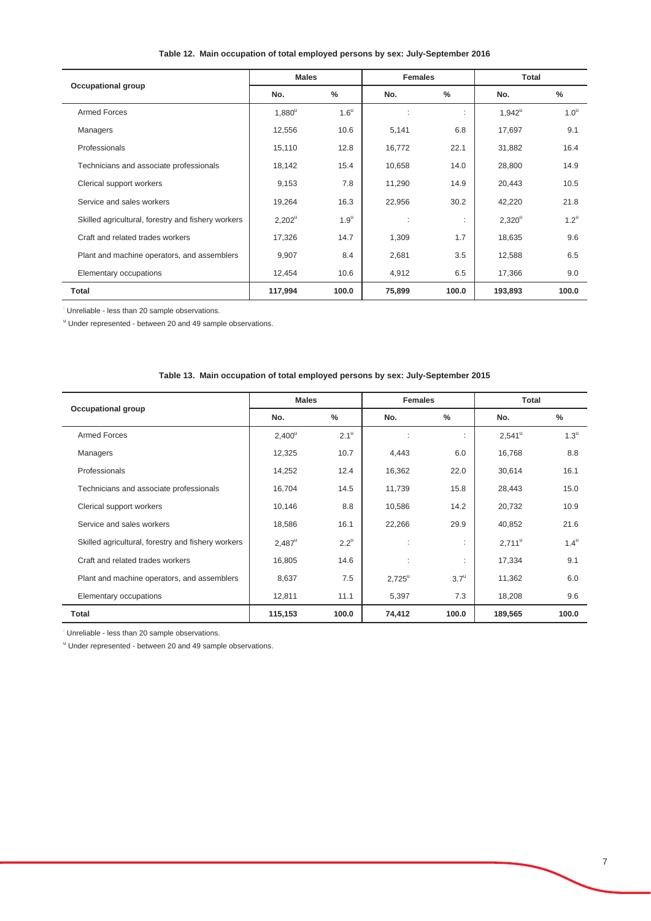**Table 12. Main occupation of total employed persons by sex: July-September 2016**

| Occupational group | Males | | Females | | Total | |
|---|---|---|---|---|---|---|
| | No. | % | No. | % | No. | % |
| Armed Forces | 1,880[u] | 1.6[u] | : | : | 1,942[u] | 1.0[u] |
| Managers | 12,556 | 10.6 | 5,141 | 6.8 | 17,697 | 9.1 |
| Professionals | 15,110 | 12.8 | 16,772 | 22.1 | 31,882 | 16.4 |
| Technicians and associate professionals | 18,142 | 15.4 | 10,658 | 14.0 | 28,800 | 14.9 |
| Clerical support workers | 9,153 | 7.8 | 11,290 | 14.9 | 20,443 | 10.5 |
| Service and sales workers | 19,264 | 16.3 | 22,956 | 30.2 | 42,220 | 21.8 |
| Skilled agricultural, forestry and fishery workers | 2,202[u] | 1.9[u] | : | : | 2,320[u] | 1.2[u] |
| Craft and related trades workers | 17,326 | 14.7 | 1,309 | 1.7 | 18,635 | 9.6 |
| Plant and machine operators, and assemblers | 9,907 | 8.4 | 2,681 | 3.5 | 12,588 | 6.5 |
| Elementary occupations | 12,454 | 10.6 | 4,912 | 6.5 | 17,366 | 9.0 |
| **Total** | **117,994** | **100.0** | **75,899** | **100.0** | **193,893** | **100.0** |

: Unreliable - less than 20 sample observations.

[u] Under represented - between 20 and 49 sample observations.

**Table 13. Main occupation of total employed persons by sex: July-September 2015**

| Occupational group | Males | | Females | | Total | |
|---|---|---|---|---|---|---|
| | No. | % | No. | % | No. | % |
| Armed Forces | 2,400[u] | 2.1[u] | : | : | 2,541[u] | 1.3[u] |
| Managers | 12,325 | 10.7 | 4,443 | 6.0 | 16,768 | 8.8 |
| Professionals | 14,252 | 12.4 | 16,362 | 22.0 | 30,614 | 16.1 |
| Technicians and associate professionals | 16,704 | 14.5 | 11,739 | 15.8 | 28,443 | 15.0 |
| Clerical support workers | 10,146 | 8.8 | 10,586 | 14.2 | 20,732 | 10.9 |
| Service and sales workers | 18,586 | 16.1 | 22,266 | 29.9 | 40,852 | 21.6 |
| Skilled agricultural, forestry and fishery workers | 2,487[u] | 2.2[u] | : | : | 2,711[u] | 1.4[u] |
| Craft and related trades workers | 16,805 | 14.6 | : | : | 17,334 | 9.1 |
| Plant and machine operators, and assemblers | 8,637 | 7.5 | 2,725[u] | 3.7[u] | 11,362 | 6.0 |
| Elementary occupations | 12,811 | 11.1 | 5,397 | 7.3 | 18,208 | 9.6 |
| **Total** | **115,153** | **100.0** | **74,412** | **100.0** | **189,565** | **100.0** |

: Unreliable - less than 20 sample observations.

[u] Under represented - between 20 and 49 sample observations.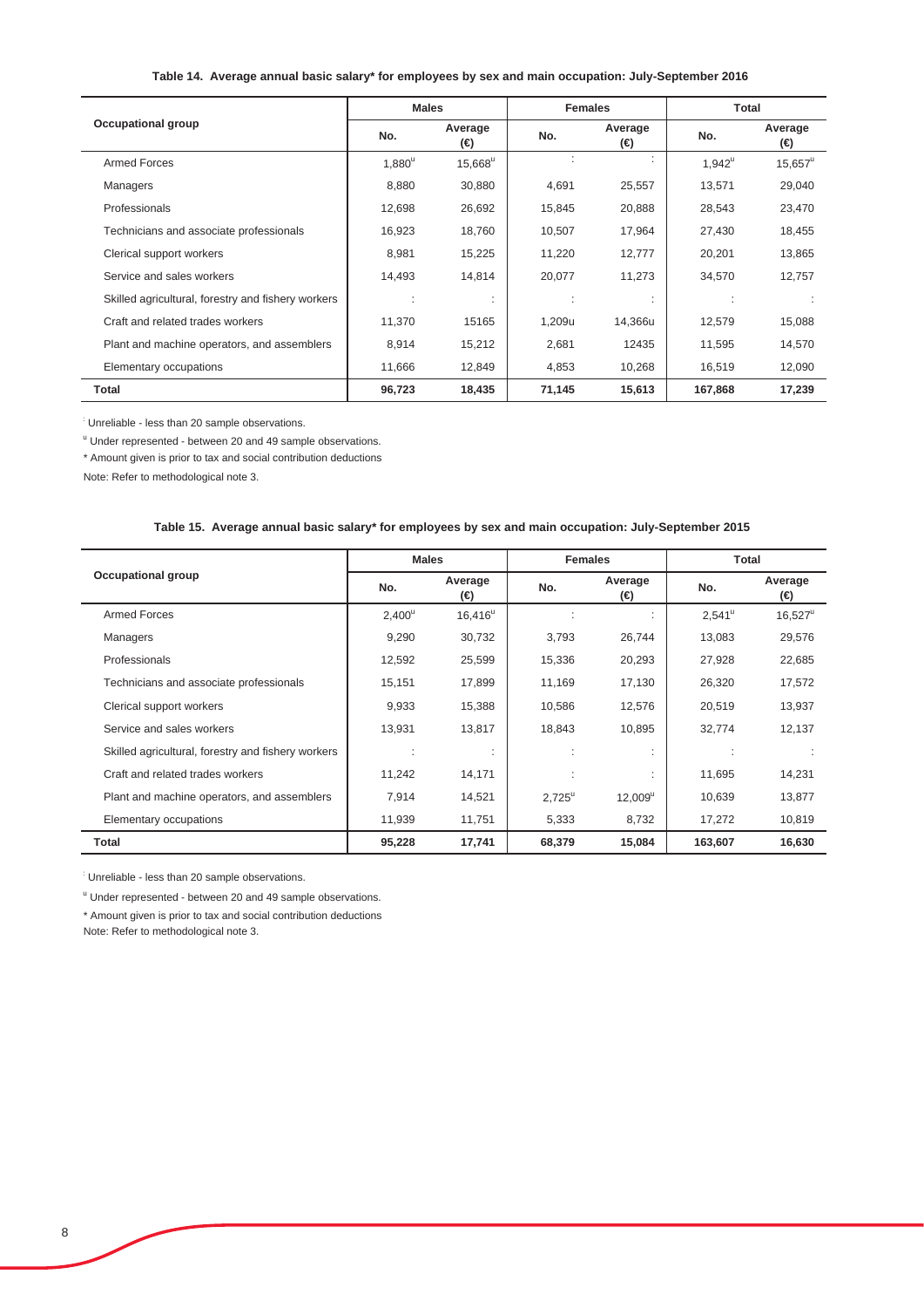**Table 14. Average annual basic salary* for employees by sex and main occupation: July-September 2016**

| Occupational group | Males | | Females | | Total | |
|---|---|---|---|---|---|---|
| | No. | Average (€) | No. | Average (€) | No. | Average (€) |
| Armed Forces | 1,880[u] | 15,668[u] | : | : | 1,942[u] | 15,657[u] |
| Managers | 8,880 | 30,880 | 4,691 | 25,557 | 13,571 | 29,040 |
| Professionals | 12,698 | 26,692 | 15,845 | 20,888 | 28,543 | 23,470 |
| Technicians and associate professionals | 16,923 | 18,760 | 10,507 | 17,964 | 27,430 | 18,455 |
| Clerical support workers | 8,981 | 15,225 | 11,220 | 12,777 | 20,201 | 13,865 |
| Service and sales workers | 14,493 | 14,814 | 20,077 | 11,273 | 34,570 | 12,757 |
| Skilled agricultural, forestry and fishery workers | : | : | : | : | : | : |
| Craft and related trades workers | 11,370 | 15165 | 1,209u | 14,366u | 12,579 | 15,088 |
| Plant and machine operators, and assemblers | 8,914 | 15,212 | 2,681 | 12435 | 11,595 | 14,570 |
| Elementary occupations | 11,666 | 12,849 | 4,853 | 10,268 | 16,519 | 12,090 |
| **Total** | **96,723** | **18,435** | **71,145** | **15,613** | **167,868** | **17,239** |

: Unreliable - less than 20 sample observations.

[u] Under represented - between 20 and 49 sample observations.

* Amount given is prior to tax and social contribution deductions

Note: Refer to methodological note 3.

**Table 15. Average annual basic salary* for employees by sex and main occupation: July-September 2015**

| Occupational group | Males | | Females | | Total | |
|---|---|---|---|---|---|---|
| | No. | Average (€) | No. | Average (€) | No. | Average (€) |
| Armed Forces | 2,400[u] | 16,416[u] | : | : | 2,541[u] | 16,527[u] |
| Managers | 9,290 | 30,732 | 3,793 | 26,744 | 13,083 | 29,576 |
| Professionals | 12,592 | 25,599 | 15,336 | 20,293 | 27,928 | 22,685 |
| Technicians and associate professionals | 15,151 | 17,899 | 11,169 | 17,130 | 26,320 | 17,572 |
| Clerical support workers | 9,933 | 15,388 | 10,586 | 12,576 | 20,519 | 13,937 |
| Service and sales workers | 13,931 | 13,817 | 18,843 | 10,895 | 32,774 | 12,137 |
| Skilled agricultural, forestry and fishery workers | : | : | : | : | : | : |
| Craft and related trades workers | 11,242 | 14,171 | : | : | 11,695 | 14,231 |
| Plant and machine operators, and assemblers | 7,914 | 14,521 | 2,725[u] | 12,009[u] | 10,639 | 13,877 |
| Elementary occupations | 11,939 | 11,751 | 5,333 | 8,732 | 17,272 | 10,819 |
| **Total** | **95,228** | **17,741** | **68,379** | **15,084** | **163,607** | **16,630** |

: Unreliable - less than 20 sample observations.

[u] Under represented - between 20 and 49 sample observations.

* Amount given is prior to tax and social contribution deductions

Note: Refer to methodological note 3.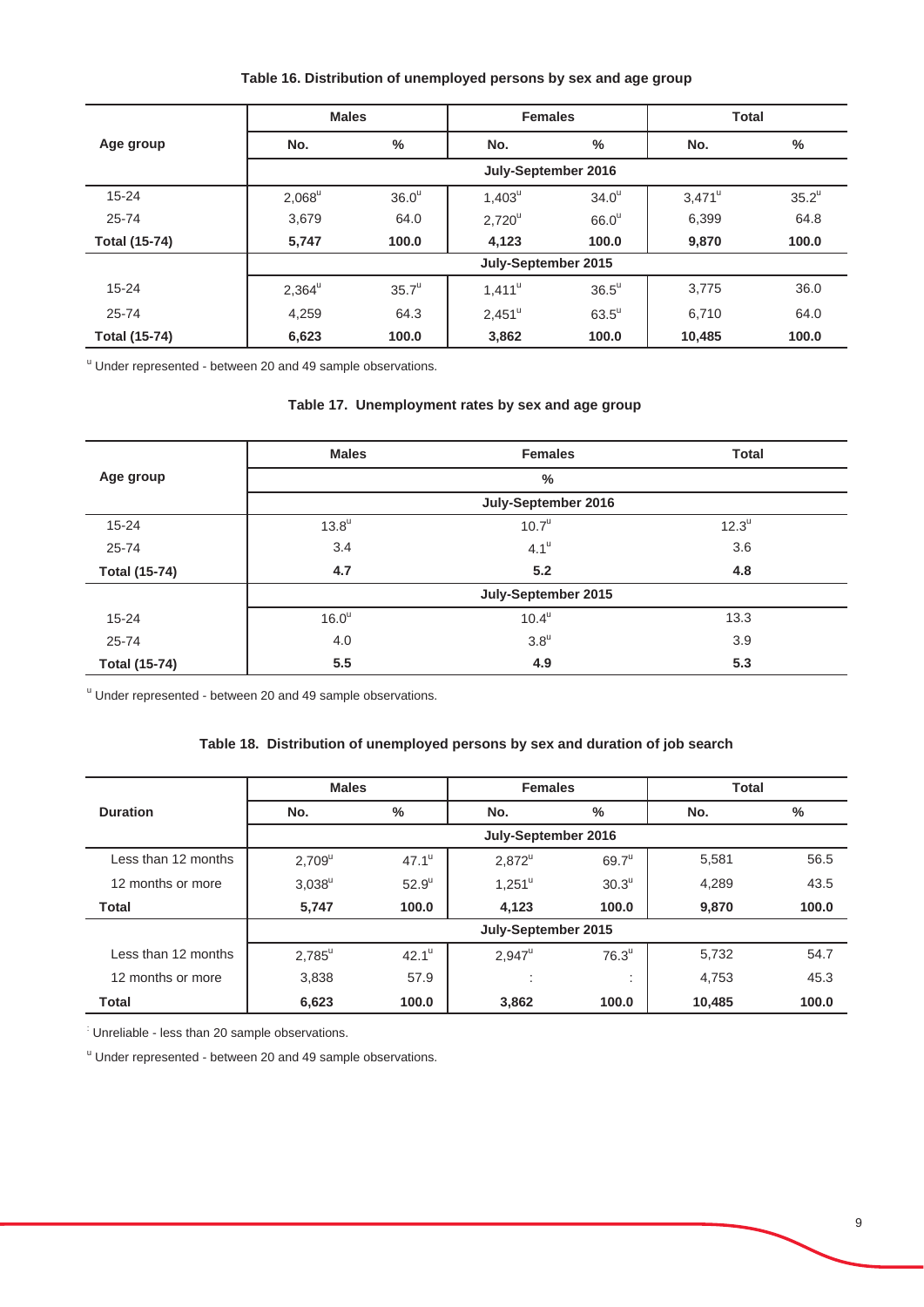**Table 16. Distribution of unemployed persons by sex and age group**

| Age group | Males | | Females | | Total | |
|---|---|---|---|---|---|---|
| | No. | % | No. | % | No. | % |
| | July-September 2016 | | | | | |
| 15-24 | 2,068[u] | 36.0[u] | 1,403[u] | 34.0[u] | 3,471[u] | 35.2[u] |
| 25-74 | 3,679 | 64.0 | 2,720[u] | 66.0[u] | 6,399 | 64.8 |
| **Total (15-74)** | **5,747** | **100.0** | **4,123** | **100.0** | **9,870** | **100.0** |
| | July-September 2015 | | | | | |
| 15-24 | 2,364[u] | 35.7[u] | 1,411[u] | 36.5[u] | 3,775 | 36.0 |
| 25-74 | 4,259 | 64.3 | 2,451[u] | 63.5[u] | 6,710 | 64.0 |
| **Total (15-74)** | **6,623** | **100.0** | **3,862** | **100.0** | **10,485** | **100.0** |

[u] Under represented - between 20 and 49 sample observations.

**Table 17. Unemployment rates by sex and age group**

| Age group | Males | Females | Total |
|---|---|---|---|
| | % | | |
| | July-September 2016 | | |
| 15-24 | 13.8[u] | 10.7[u] | 12.3[u] |
| 25-74 | 3.4 | 4.1[u] | 3.6 |
| **Total (15-74)** | **4.7** | **5.2** | **4.8** |
| | July-September 2015 | | |
| 15-24 | 16.0[u] | 10.4[u] | 13.3 |
| 25-74 | 4.0 | 3.8[u] | 3.9 |
| **Total (15-74)** | **5.5** | **4.9** | **5.3** |

[u] Under represented - between 20 and 49 sample observations.

**Table 18. Distribution of unemployed persons by sex and duration of job search**

| Duration | Males | | Females | | Total | |
|---|---|---|---|---|---|---|
| | No. | % | No. | % | No. | % |
| | July-September 2016 | | | | | |
| Less than 12 months | 2,709[u] | 47.1[u] | 2,872[u] | 69.7[u] | 5,581 | 56.5 |
| 12 months or more | 3,038[u] | 52.9[u] | 1,251[u] | 30.3[u] | 4,289 | 43.5 |
| **Total** | **5,747** | **100.0** | **4,123** | **100.0** | **9,870** | **100.0** |
| | July-September 2015 | | | | | |
| Less than 12 months | 2,785[u] | 42.1[u] | 2,947[u] | 76.3[u] | 5,732 | 54.7 |
| 12 months or more | 3,838 | 57.9 | : | : | 4,753 | 45.3 |
| **Total** | **6,623** | **100.0** | **3,862** | **100.0** | **10,485** | **100.0** |

[:] Unreliable - less than 20 sample observations.

[u] Under represented - between 20 and 49 sample observations.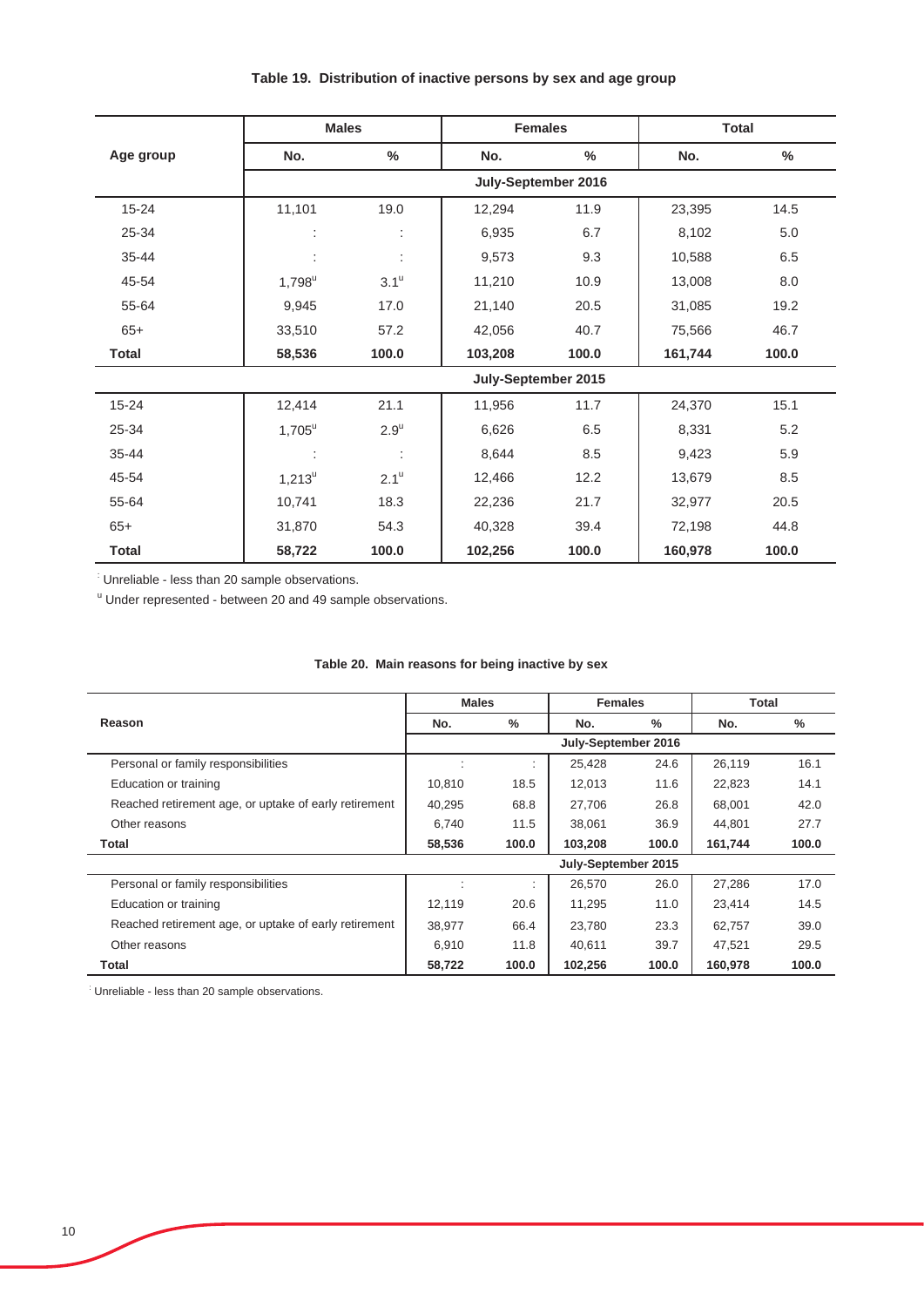**Table 19. Distribution of inactive persons by sex and age group**

| Age group | Males | | Females | | Total | |
|---|---|---|---|---|---|---|
| | No. | % | No. | % | No. | % |
| | July-September 2016 | | | | | |
| 15-24 | 11,101 | 19.0 | 12,294 | 11.9 | 23,395 | 14.5 |
| 25-34 | : | : | 6,935 | 6.7 | 8,102 | 5.0 |
| 35-44 | : | : | 9,573 | 9.3 | 10,588 | 6.5 |
| 45-54 | 1,798[u] | 3.1[u] | 11,210 | 10.9 | 13,008 | 8.0 |
| 55-64 | 9,945 | 17.0 | 21,140 | 20.5 | 31,085 | 19.2 |
| 65+ | 33,510 | 57.2 | 42,056 | 40.7 | 75,566 | 46.7 |
| **Total** | **58,536** | **100.0** | **103,208** | **100.0** | **161,744** | **100.0** |
| | July-September 2015 | | | | | |
| 15-24 | 12,414 | 21.1 | 11,956 | 11.7 | 24,370 | 15.1 |
| 25-34 | 1,705[u] | 2.9[u] | 6,626 | 6.5 | 8,331 | 5.2 |
| 35-44 | : | : | 8,644 | 8.5 | 9,423 | 5.9 |
| 45-54 | 1,213[u] | 2.1[u] | 12,466 | 12.2 | 13,679 | 8.5 |
| 55-64 | 10,741 | 18.3 | 22,236 | 21.7 | 32,977 | 20.5 |
| 65+ | 31,870 | 54.3 | 40,328 | 39.4 | 72,198 | 44.8 |
| **Total** | **58,722** | **100.0** | **102,256** | **100.0** | **160,978** | **100.0** |

: Unreliable - less than 20 sample observations.

[u] Under represented - between 20 and 49 sample observations.

**Table 20. Main reasons for being inactive by sex**

| Reason | Males | | Females | | Total | |
|---|---|---|---|---|---|---|
| | No. | % | No. | % | No. | % |
| | July-September 2016 | | | | | |
| Personal or family responsibilities | : | : | 25,428 | 24.6 | 26,119 | 16.1 |
| Education or training | 10,810 | 18.5 | 12,013 | 11.6 | 22,823 | 14.1 |
| Reached retirement age, or uptake of early retirement | 40,295 | 68.8 | 27,706 | 26.8 | 68,001 | 42.0 |
| Other reasons | 6,740 | 11.5 | 38,061 | 36.9 | 44,801 | 27.7 |
| **Total** | **58,536** | **100.0** | **103,208** | **100.0** | **161,744** | **100.0** |
| | July-September 2015 | | | | | |
| Personal or family responsibilities | : | : | 26,570 | 26.0 | 27,286 | 17.0 |
| Education or training | 12,119 | 20.6 | 11,295 | 11.0 | 23,414 | 14.5 |
| Reached retirement age, or uptake of early retirement | 38,977 | 66.4 | 23,780 | 23.3 | 62,757 | 39.0 |
| Other reasons | 6,910 | 11.8 | 40,611 | 39.7 | 47,521 | 29.5 |
| **Total** | **58,722** | **100.0** | **102,256** | **100.0** | **160,978** | **100.0** |

: Unreliable - less than 20 sample observations.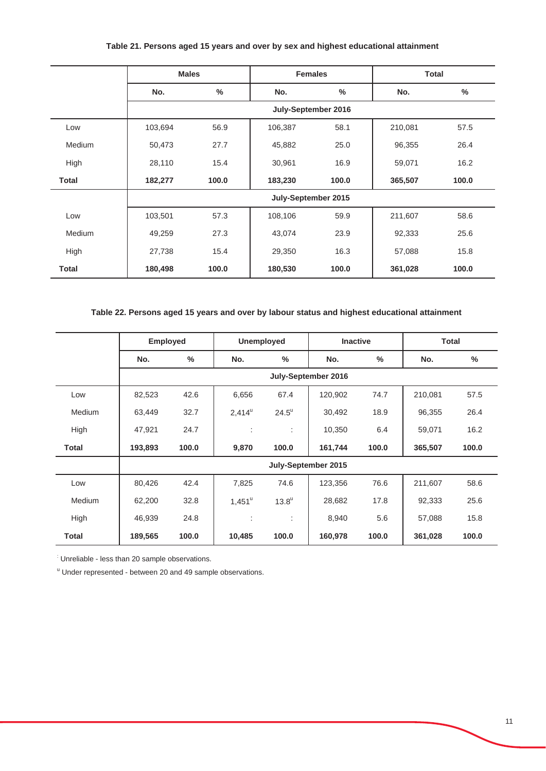**Table 21. Persons aged 15 years and over by sex and highest educational attainment**

| | Males | | Females | | Total | |
|---|---|---|---|---|---|---|
| | No. | % | No. | % | No. | % |
| | July-September 2016 | | | | | |
| Low | 103,694 | 56.9 | 106,387 | 58.1 | 210,081 | 57.5 |
| Medium | 50,473 | 27.7 | 45,882 | 25.0 | 96,355 | 26.4 |
| High | 28,110 | 15.4 | 30,961 | 16.9 | 59,071 | 16.2 |
| **Total** | **182,277** | **100.0** | **183,230** | **100.0** | **365,507** | **100.0** |
| | July-September 2015 | | | | | |
| Low | 103,501 | 57.3 | 108,106 | 59.9 | 211,607 | 58.6 |
| Medium | 49,259 | 27.3 | 43,074 | 23.9 | 92,333 | 25.6 |
| High | 27,738 | 15.4 | 29,350 | 16.3 | 57,088 | 15.8 |
| **Total** | **180,498** | **100.0** | **180,530** | **100.0** | **361,028** | **100.0** |

**Table 22. Persons aged 15 years and over by labour status and highest educational attainment**

| | Employed | | Unemployed | | Inactive | | Total | |
|---|---|---|---|---|---|---|---|---|
| | No. | % | No. | % | No. | % | No. | % |
| | July-September 2016 | | | | | | | |
| Low | 82,523 | 42.6 | 6,656 | 67.4 | 120,902 | 74.7 | 210,081 | 57.5 |
| Medium | 63,449 | 32.7 | 2,414[u] | 24.5[u] | 30,492 | 18.9 | 96,355 | 26.4 |
| High | 47,921 | 24.7 | : | : | 10,350 | 6.4 | 59,071 | 16.2 |
| **Total** | **193,893** | **100.0** | **9,870** | **100.0** | **161,744** | **100.0** | **365,507** | **100.0** |
| | July-September 2015 | | | | | | | |
| Low | 80,426 | 42.4 | 7,825 | 74.6 | 123,356 | 76.6 | 211,607 | 58.6 |
| Medium | 62,200 | 32.8 | 1,451[u] | 13.8[u] | 28,682 | 17.8 | 92,333 | 25.6 |
| High | 46,939 | 24.8 | : | : | 8,940 | 5.6 | 57,088 | 15.8 |
| **Total** | **189,565** | **100.0** | **10,485** | **100.0** | **160,978** | **100.0** | **361,028** | **100.0** |

: Unreliable - less than 20 sample observations.

[u] Under represented - between 20 and 49 sample observations.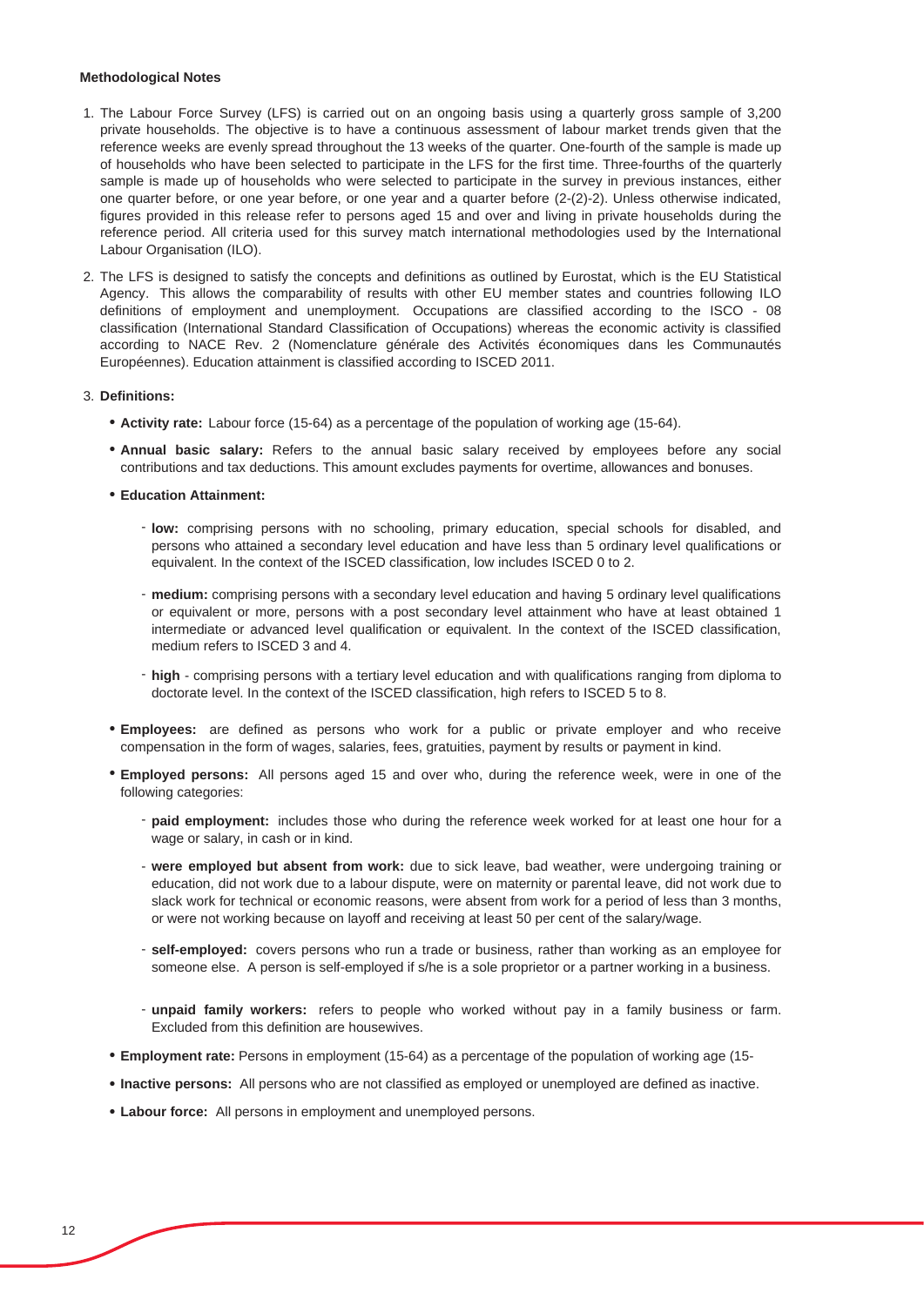**Methodological Notes**

1. The Labour Force Survey (LFS) is carried out on an ongoing basis using a quarterly gross sample of 3,200 private households. The objective is to have a continuous assessment of labour market trends given that the reference weeks are evenly spread throughout the 13 weeks of the quarter. One-fourth of the sample is made up of households who have been selected to participate in the LFS for the first time. Three-fourths of the quarterly sample is made up of households who were selected to participate in the survey in previous instances, either one quarter before, or one year before, or one year and a quarter before (2-(2)-2). Unless otherwise indicated, figures provided in this release refer to persons aged 15 and over and living in private households during the reference period. All criteria used for this survey match international methodologies used by the International Labour Organisation (ILO).

2. The LFS is designed to satisfy the concepts and definitions as outlined by Eurostat, which is the EU Statistical Agency. This allows the comparability of results with other EU member states and countries following ILO definitions of employment and unemployment. Occupations are classified according to the ISCO - 08 classification (International Standard Classification of Occupations) whereas the economic activity is classified according to NACE Rev. 2 (Nomenclature générale des Activités économiques dans les Communautés Européennes). Education attainment is classified according to ISCED 2011.

3. **Definitions:**

   - **Activity rate:** Labour force (15-64) as a percentage of the population of working age (15-64).

   - **Annual basic salary:** Refers to the annual basic salary received by employees before any social contributions and tax deductions. This amount excludes payments for overtime, allowances and bonuses.

   - **Education Attainment:**

     - **low:** comprising persons with no schooling, primary education, special schools for disabled, and persons who attained a secondary level education and have less than 5 ordinary level qualifications or equivalent. In the context of the ISCED classification, low includes ISCED 0 to 2.

     - **medium:** comprising persons with a secondary level education and having 5 ordinary level qualifications or equivalent or more, persons with a post secondary level attainment who have at least obtained 1 intermediate or advanced level qualification or equivalent. In the context of the ISCED classification, medium refers to ISCED 3 and 4.

     - **high** - comprising persons with a tertiary level education and with qualifications ranging from diploma to doctorate level. In the context of the ISCED classification, high refers to ISCED 5 to 8.

   - **Employees:** are defined as persons who work for a public or private employer and who receive compensation in the form of wages, salaries, fees, gratuities, payment by results or payment in kind.

   - **Employed persons:** All persons aged 15 and over who, during the reference week, were in one of the following categories:

     - **paid employment:** includes those who during the reference week worked for at least one hour for a wage or salary, in cash or in kind.

     - **were employed but absent from work:** due to sick leave, bad weather, were undergoing training or education, did not work due to a labour dispute, were on maternity or parental leave, did not work due to slack work for technical or economic reasons, were absent from work for a period of less than 3 months, or were not working because on layoff and receiving at least 50 per cent of the salary/wage.

     - **self-employed:** covers persons who run a trade or business, rather than working as an employee for someone else. A person is self-employed if s/he is a sole proprietor or a partner working in a business.

     - **unpaid family workers:** refers to people who worked without pay in a family business or farm. Excluded from this definition are housewives.

   - **Employment rate:** Persons in employment (15-64) as a percentage of the population of working age (15-

   - **Inactive persons:** All persons who are not classified as employed or unemployed are defined as inactive.

   - **Labour force:** All persons in employment and unemployed persons.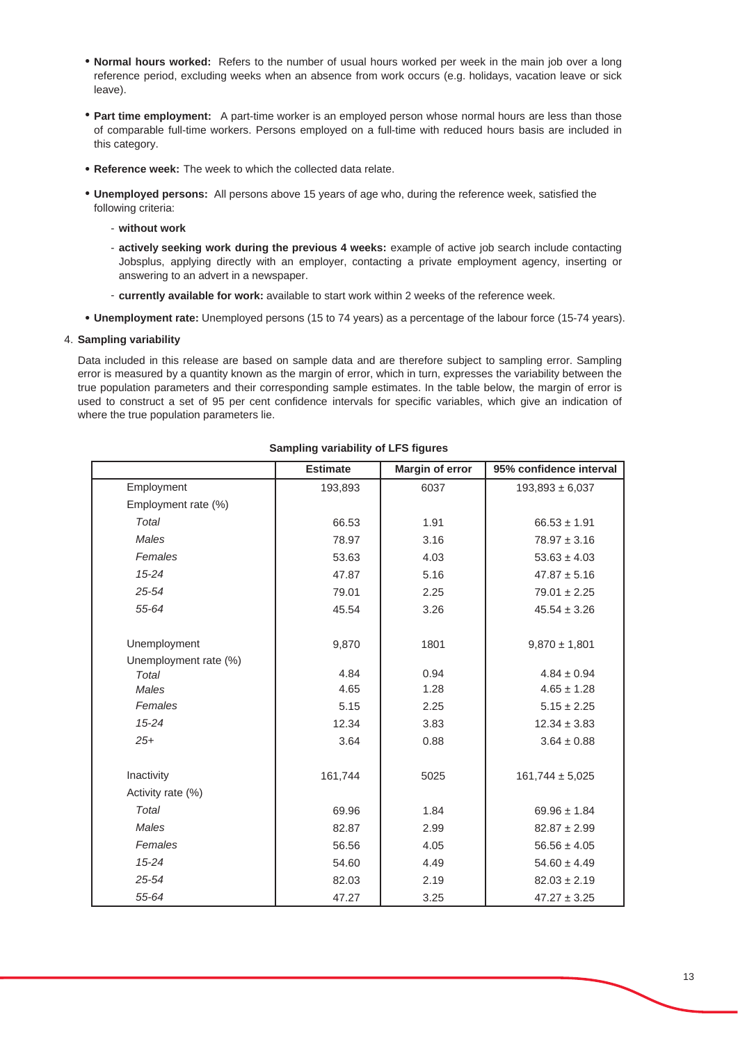- **Normal hours worked:** Refers to the number of usual hours worked per week in the main job over a long reference period, excluding weeks when an absence from work occurs (e.g. holidays, vacation leave or sick leave).

- **Part time employment:** A part-time worker is an employed person whose normal hours are less than those of comparable full-time workers. Persons employed on a full-time with reduced hours basis are included in this category.

- **Reference week:** The week to which the collected data relate.

- **Unemployed persons:** All persons above 15 years of age who, during the reference week, satisfied the following criteria:
  - **without work**
  - **actively seeking work during the previous 4 weeks:** example of active job search include contacting Jobsplus, applying directly with an employer, contacting a private employment agency, inserting or answering to an advert in a newspaper.
  - **currently available for work:** available to start work within 2 weeks of the reference week.

- **Unemployment rate:** Unemployed persons (15 to 74 years) as a percentage of the labour force (15-74 years).

4. **Sampling variability**

Data included in this release are based on sample data and are therefore subject to sampling error. Sampling error is measured by a quantity known as the margin of error, which in turn, expresses the variability between the true population parameters and their corresponding sample estimates. In the table below, the margin of error is used to construct a set of 95 per cent confidence intervals for specific variables, which give an indication of where the true population parameters lie.

**Sampling variability of LFS figures**

| | Estimate | Margin of error | 95% confidence interval |
|---|---|---|---|
| Employment | 193,893 | 6037 | 193,893 ± 6,037 |
| Employment rate (%) | | | |
| *Total* | 66.53 | 1.91 | 66.53 ± 1.91 |
| *Males* | 78.97 | 3.16 | 78.97 ± 3.16 |
| *Females* | 53.63 | 4.03 | 53.63 ± 4.03 |
| *15-24* | 47.87 | 5.16 | 47.87 ± 5.16 |
| *25-54* | 79.01 | 2.25 | 79.01 ± 2.25 |
| *55-64* | 45.54 | 3.26 | 45.54 ± 3.26 |
| | | | |
| Unemployment | 9,870 | 1801 | 9,870 ± 1,801 |
| Unemployment rate (%) | | | |
| *Total* | 4.84 | 0.94 | 4.84 ± 0.94 |
| *Males* | 4.65 | 1.28 | 4.65 ± 1.28 |
| *Females* | 5.15 | 2.25 | 5.15 ± 2.25 |
| *15-24* | 12.34 | 3.83 | 12.34 ± 3.83 |
| *25+* | 3.64 | 0.88 | 3.64 ± 0.88 |
| | | | |
| Inactivity | 161,744 | 5025 | 161,744 ± 5,025 |
| Activity rate (%) | | | |
| *Total* | 69.96 | 1.84 | 69.96 ± 1.84 |
| *Males* | 82.87 | 2.99 | 82.87 ± 2.99 |
| *Females* | 56.56 | 4.05 | 56.56 ± 4.05 |
| *15-24* | 54.60 | 4.49 | 54.60 ± 4.49 |
| *25-54* | 82.03 | 2.19 | 82.03 ± 2.19 |
| *55-64* | 47.27 | 3.25 | 47.27 ± 3.25 |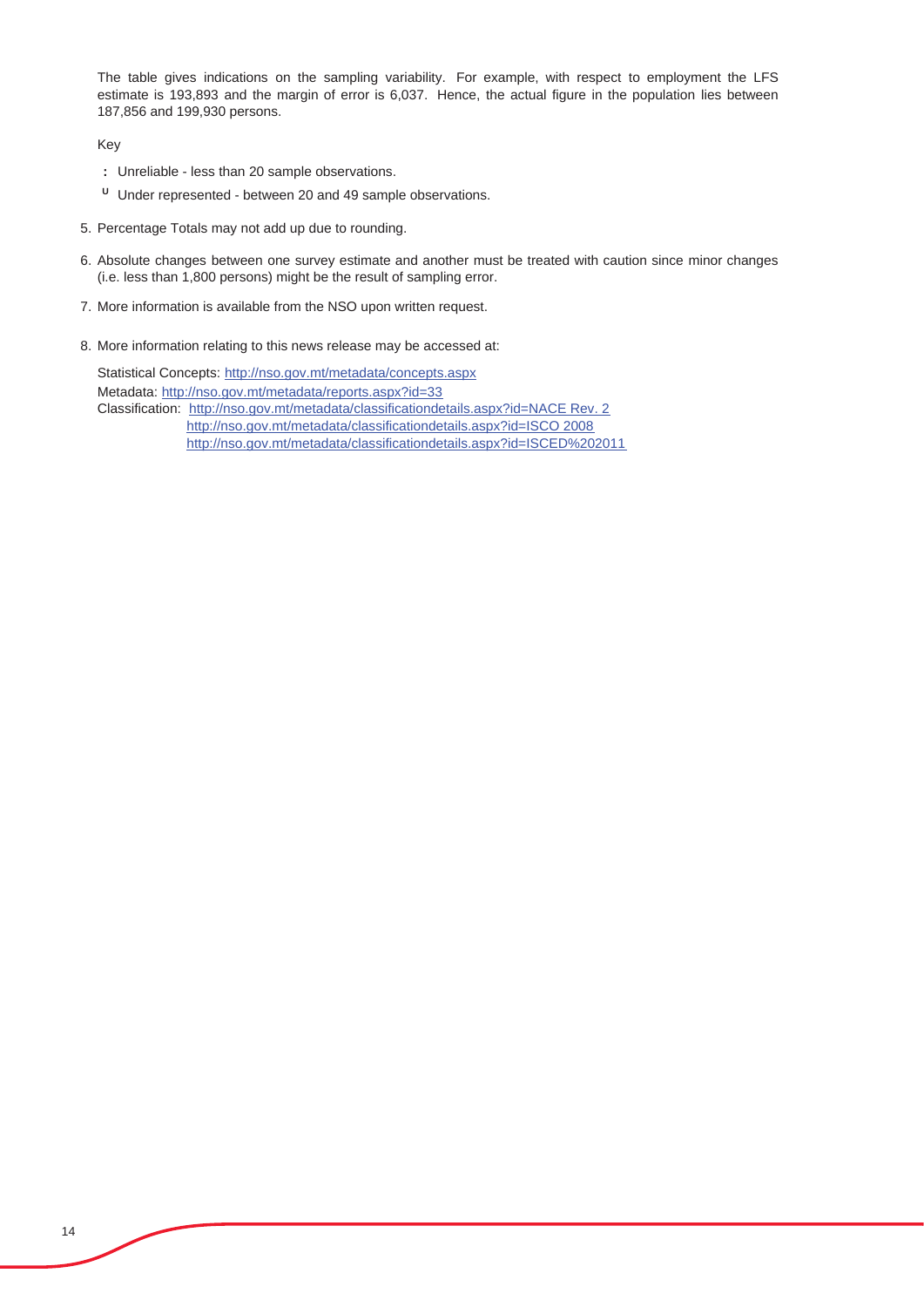The table gives indications on the sampling variability. For example, with respect to employment the LFS estimate is 193,893 and the margin of error is 6,037. Hence, the actual figure in the population lies between 187,856 and 199,930 persons.

Key

- **:** Unreliable - less than 20 sample observations.
- **u** Under represented - between 20 and 49 sample observations.

5. Percentage Totals may not add up due to rounding.

6. Absolute changes between one survey estimate and another must be treated with caution since minor changes (i.e. less than 1,800 persons) might be the result of sampling error.

7. More information is available from the NSO upon written request.

8. More information relating to this news release may be accessed at:

Statistical Concepts: http://nso.gov.mt/metadata/concepts.aspx
Metadata: http://nso.gov.mt/metadata/reports.aspx?id=33
Classification: http://nso.gov.mt/metadata/classificationdetails.aspx?id=NACE Rev. 2
http://nso.gov.mt/metadata/classificationdetails.aspx?id=ISCO 2008
http://nso.gov.mt/metadata/classificationdetails.aspx?id=ISCED%202011